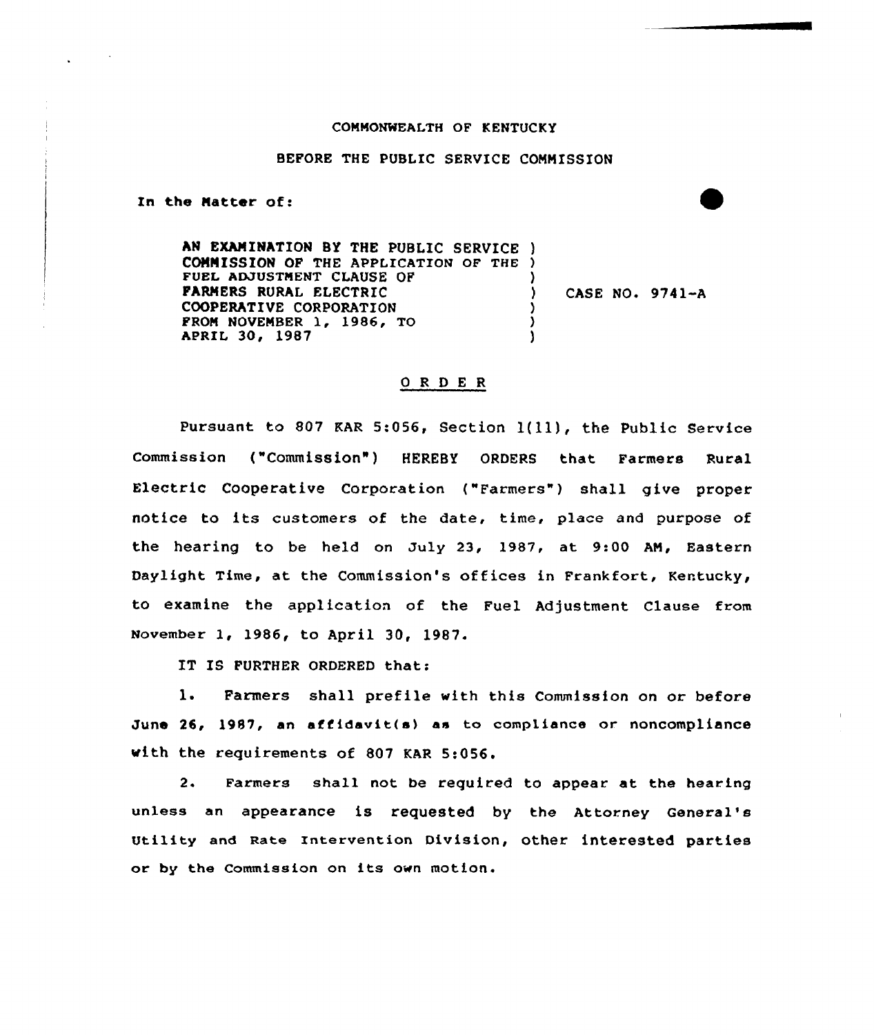COMMONWEALTH OF KENTUCKY

BEFORE THE PUBLIC SERVICE COMMISSION

In the Matter of:

AN EXAMINATION BY THE PUBLIC SERVICE COMMISSION OF THE APPLICATION OF THE FUEL ADJUSTMENT CLAUSE OF FARMERS RURAL ELECTRIC COOPERATIVE CORPORATION FROM NOVEMBER 1, 1986, TO APRIL 30, 1987

CASE NO. 9741-A

## O R D E R

Pursuant to 807 KAR 5:056, Section 1(11), the Public Service Commission ("Commission") HEREBY ORDERS that Farmers Rural Electric Cooperative Corporation ("Farmers") shall give proper notice to its customers of the date, time, place and purpose of the hearing to be held on July 23, 1987, at 9:00 AM, Eastern Daylight Time, at the Commission's offices in Frankfort, Kentucky, to examine the application of the Fuel Adjustment Clause from November 1, 1986, to April 30, 1987.

IT IS FURTHER ORDERED that:

1. Farmers shall prefile with this Commission on or before June 26, 1987, an affidavit(s) as to compliance or noncompliance with the requirements of 807 KAR 5:056.

2. Farmers shall not be required to appear at the hearing unless an appearance is requested by the Attorney General's Utility and Rate Intervention Division, other interested parties or by the Commission on its own motion.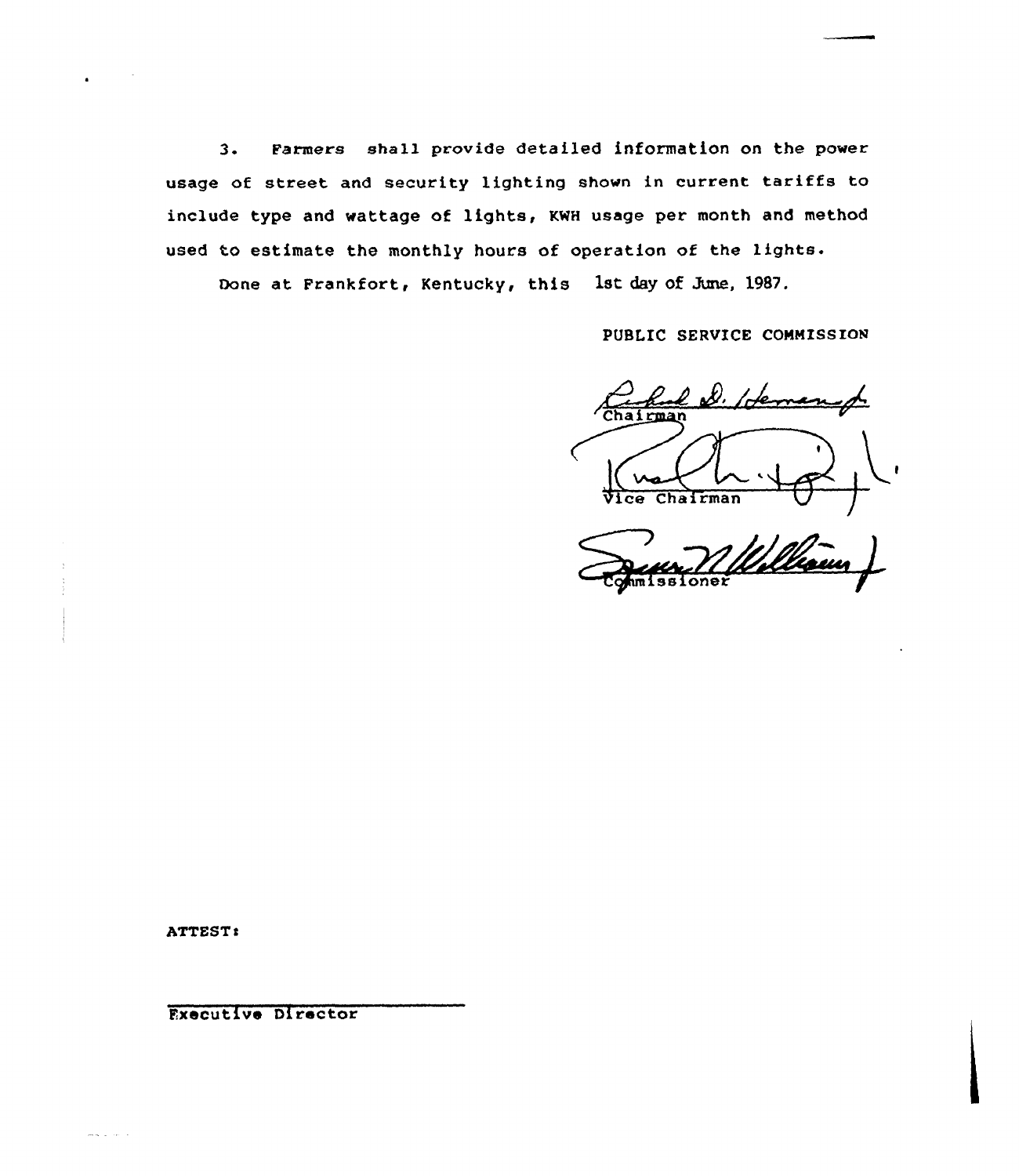3. Farmers shall provide detailed information on the power usage of street and security lighting shown in current tariffs to include type and wattage of lights, KWH usage per month and method used to estimate the monthly hours of operation of the lights.

Done at Frankfort, Kentucky, this 1st day of June, 1987.

PUBLIC SERVICE COMMISSION

Chairman

Vice Chairman

Commissioner

ATTEST:

Executive Director